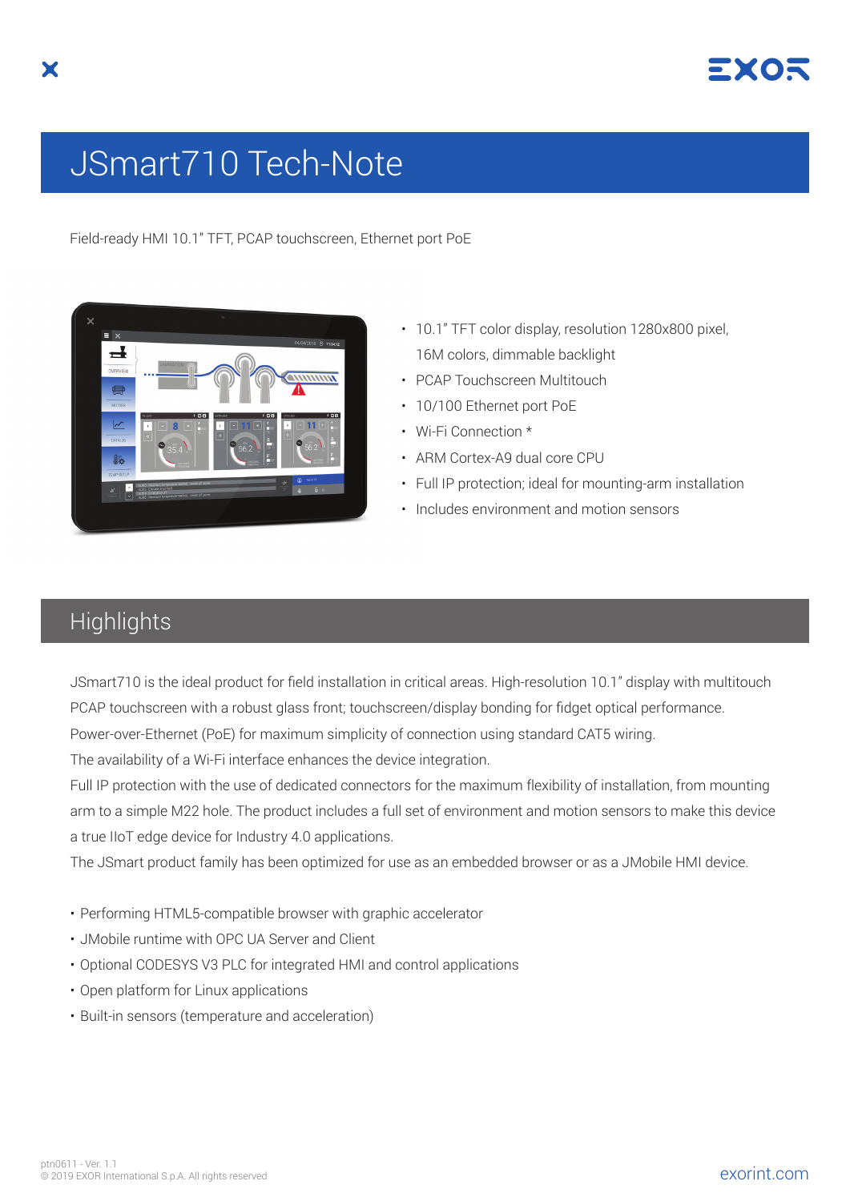# JSmart710 Tech-Note

Field-ready HMI 10.1" TFT, PCAP touchscreen, Ethernet port PoE

- 10.1" TFT color display, resolution 1280x800 pixel, 16M colors, dimmable backlight
- PCAP Touchscreen Multitouch
- 10/100 Ethernet port PoE
- Wi-Fi Connection *
- ARM Cortex-A9 dual core CPU
- Full IP protection; ideal for mounting-arm installation
- Includes environment and motion sensors

## Highlights

JSmart710 is the ideal product for field installation in critical areas. High-resolution 10.1" display with multitouch PCAP touchscreen with a robust glass front; touchscreen/display bonding for fidget optical performance.
Power-over-Ethernet (PoE) for maximum simplicity of connection using standard CAT5 wiring.
The availability of a Wi-Fi interface enhances the device integration.
Full IP protection with the use of dedicated connectors for the maximum flexibility of installation, from mounting arm to a simple M22 hole. The product includes a full set of environment and motion sensors to make this device a true IIoT edge device for Industry 4.0 applications.
The JSmart product family has been optimized for use as an embedded browser or as a JMobile HMI device.

- Performing HTML5-compatible browser with graphic accelerator
- JMobile runtime with OPC UA Server and Client
- Optional CODESYS V3 PLC for integrated HMI and control applications
- Open platform for Linux applications
- Built-in sensors (temperature and acceleration)

ptn0611 - Ver. 1.1
© 2019 EXOR International S.p.A. All rights reserved

exorint.com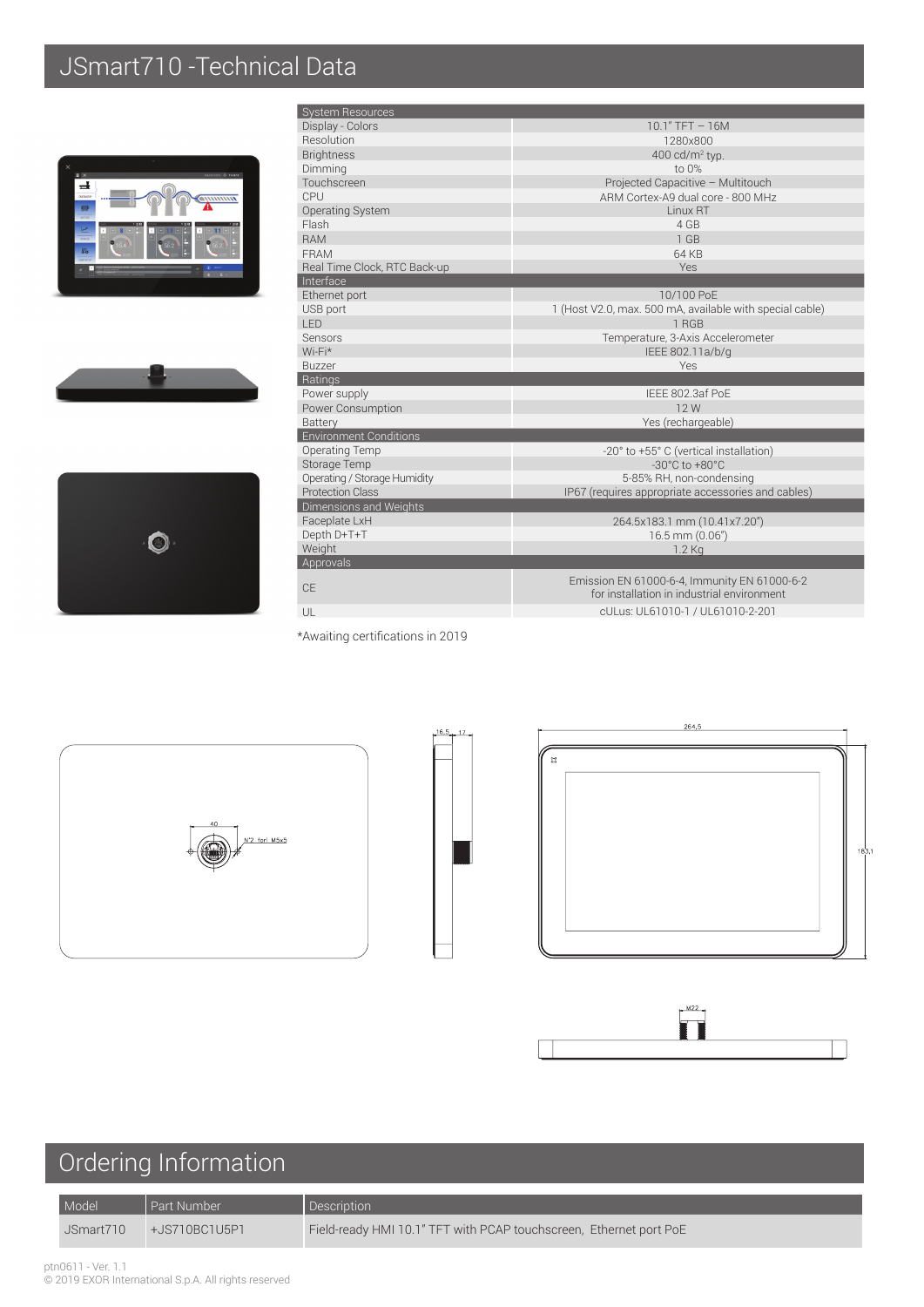# JSmart710 -Technical Data

| | |
|---|---|
| **System Resources** | |
| Display - Colors | 10.1" TFT – 16M |
| Resolution | 1280x800 |
| Brightness | 400 cd/m² typ. |
| Dimming | to 0% |
| Touchscreen | Projected Capacitive – Multitouch |
| CPU | ARM Cortex-A9 dual core - 800 MHz |
| Operating System | Linux RT |
| Flash | 4 GB |
| RAM | 1 GB |
| FRAM | 64 KB |
| Real Time Clock, RTC Back-up | Yes |
| **Interface** | |
| Ethernet port | 10/100 PoE |
| USB port | 1 (Host V2.0, max. 500 mA, available with special cable) |
| LED | 1 RGB |
| Sensors | Temperature, 3-Axis Accelerometer |
| Wi-Fi* | IEEE 802.11a/b/g |
| Buzzer | Yes |
| **Ratings** | |
| Power supply | IEEE 802.3af PoE |
| Power Consumption | 12 W |
| Battery | Yes (rechargeable) |
| **Environment Conditions** | |
| Operating Temp | -20° to +55° C (vertical installation) |
| Storage Temp | -30°C to +80°C |
| Operating / Storage Humidity | 5-85% RH, non-condensing |
| Protection Class | IP67 (requires appropriate accessories and cables) |
| **Dimensions and Weights** | |
| Faceplate LxH | 264.5x183.1 mm (10.41x7.20") |
| Depth D+T+T | 16.5 mm (0.06") |
| Weight | 1.2 Kg |
| **Approvals** | |
| CE | Emission EN 61000-6-4, Immunity EN 61000-6-2 for installation in industrial environment |
| UL | cULus: UL61010-1 / UL61010-2-201 |

*Awaiting certifications in 2019

40
N°2 fori M5x5
16,5
17
264,5
183,1
M22

# Ordering Information

| Model | Part Number | Description |
|---|---|---|
| JSmart710 | +JS710BC1U5P1 | Field-ready HMI 10.1" TFT with PCAP touchscreen, Ethernet port PoE |

ptn0611 - Ver. 1.1
© 2019 EXOR International S.p.A. All rights reserved